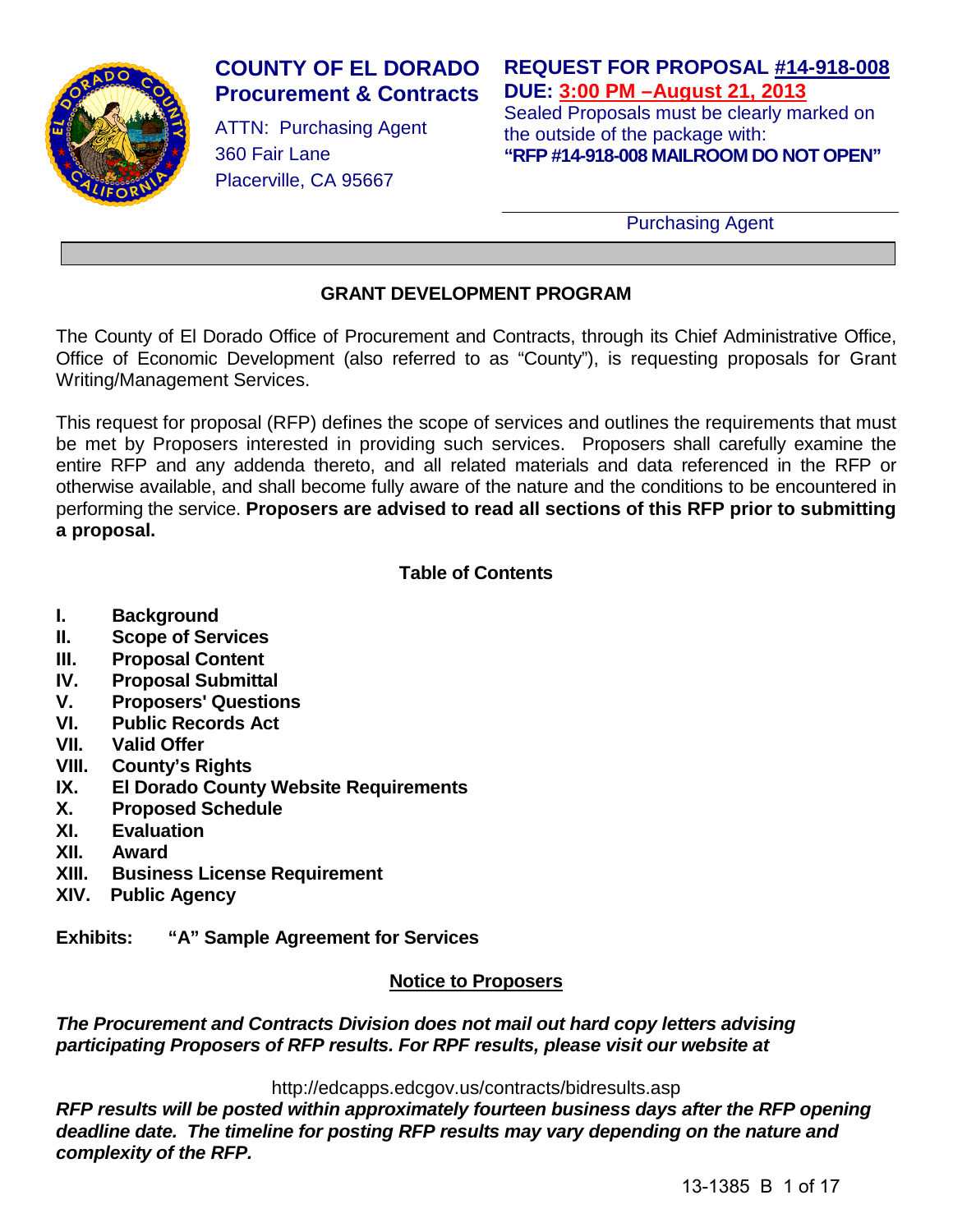# COUNTY OF EL DORADO
## Procurement & Contracts

ATTN: Purchasing Agent
360 Fair Lane
Placerville, CA 95667

**REQUEST FOR PROPOSAL #14-918-008**
**DUE: 3:00 PM –August 21, 2013**
Sealed Proposals must be clearly marked on the outside of the package with:
**"RFP #14-918-008 MAILROOM DO NOT OPEN"**

Purchasing Agent

## GRANT DEVELOPMENT PROGRAM

The County of El Dorado Office of Procurement and Contracts, through its Chief Administrative Office, Office of Economic Development (also referred to as "County"), is requesting proposals for Grant Writing/Management Services.

This request for proposal (RFP) defines the scope of services and outlines the requirements that must be met by Proposers interested in providing such services. Proposers shall carefully examine the entire RFP and any addenda thereto, and all related materials and data referenced in the RFP or otherwise available, and shall become fully aware of the nature and the conditions to be encountered in performing the service. **Proposers are advised to read all sections of this RFP prior to submitting a proposal.**

### Table of Contents

- **I. Background**
- **II. Scope of Services**
- **III. Proposal Content**
- **IV. Proposal Submittal**
- **V. Proposers' Questions**
- **VI. Public Records Act**
- **VII. Valid Offer**
- **VIII. County's Rights**
- **IX. El Dorado County Website Requirements**
- **X. Proposed Schedule**
- **XI. Evaluation**
- **XII. Award**
- **XIII. Business License Requirement**
- **XIV. Public Agency**

**Exhibits: "A" Sample Agreement for Services**

### Notice to Proposers

***The Procurement and Contracts Division does not mail out hard copy letters advising participating Proposers of RFP results. For RPF results, please visit our website at***

http://edcapps.edcgov.us/contracts/bidresults.asp

***RFP results will be posted within approximately fourteen business days after the RFP opening deadline date. The timeline for posting RFP results may vary depending on the nature and complexity of the RFP.***

13-1385 B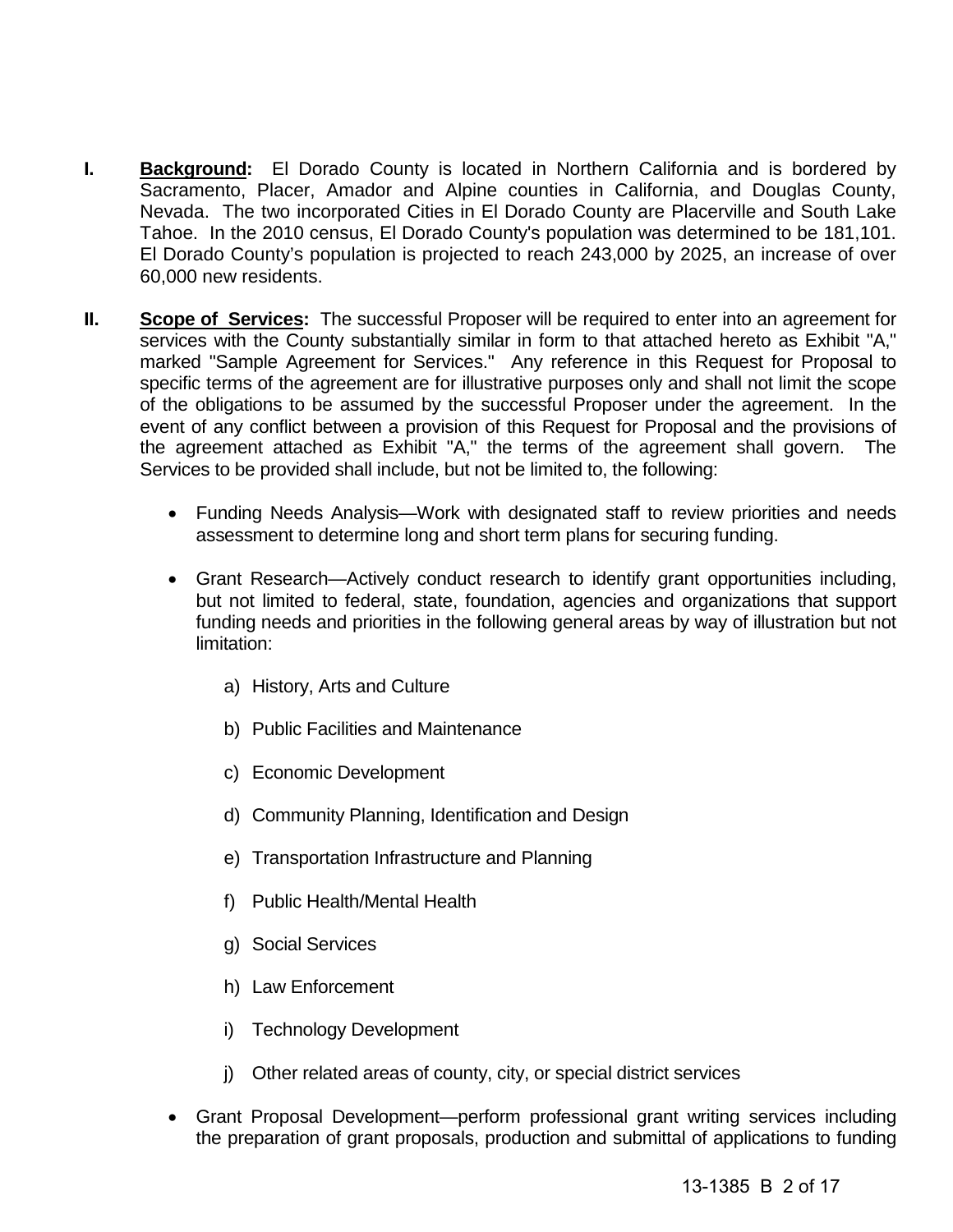**I.** **<u>Background</u>:** El Dorado County is located in Northern California and is bordered by Sacramento, Placer, Amador and Alpine counties in California, and Douglas County, Nevada. The two incorporated Cities in El Dorado County are Placerville and South Lake Tahoe. In the 2010 census, El Dorado County's population was determined to be 181,101. El Dorado County's population is projected to reach 243,000 by 2025, an increase of over 60,000 new residents.

**II.** **<u>Scope of Services</u>:** The successful Proposer will be required to enter into an agreement for services with the County substantially similar in form to that attached hereto as Exhibit "A," marked "Sample Agreement for Services." Any reference in this Request for Proposal to specific terms of the agreement are for illustrative purposes only and shall not limit the scope of the obligations to be assumed by the successful Proposer under the agreement. In the event of any conflict between a provision of this Request for Proposal and the provisions of the agreement attached as Exhibit "A," the terms of the agreement shall govern. The Services to be provided shall include, but not be limited to, the following:

- Funding Needs Analysis—Work with designated staff to review priorities and needs assessment to determine long and short term plans for securing funding.

- Grant Research—Actively conduct research to identify grant opportunities including, but not limited to federal, state, foundation, agencies and organizations that support funding needs and priorities in the following general areas by way of illustration but not limitation:

  a) History, Arts and Culture

  b) Public Facilities and Maintenance

  c) Economic Development

  d) Community Planning, Identification and Design

  e) Transportation Infrastructure and Planning

  f) Public Health/Mental Health

  g) Social Services

  h) Law Enforcement

  i) Technology Development

  j) Other related areas of county, city, or special district services

- Grant Proposal Development—perform professional grant writing services including the preparation of grant proposals, production and submittal of applications to funding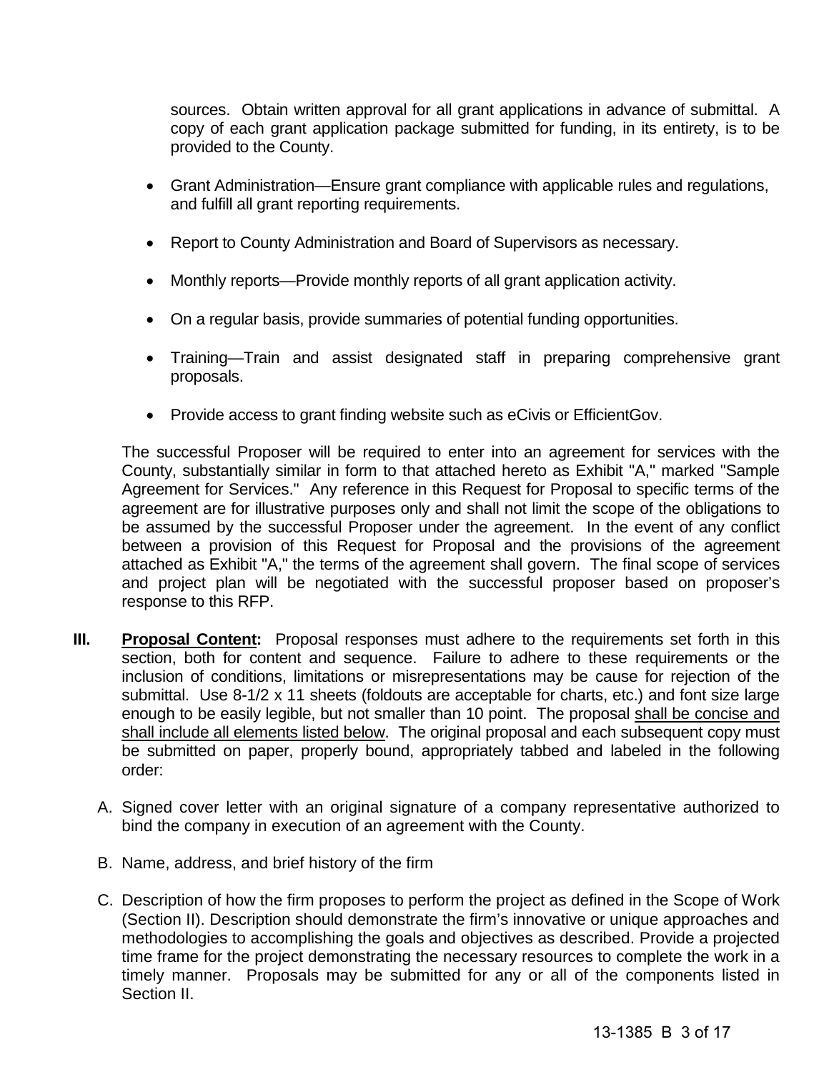sources. Obtain written approval for all grant applications in advance of submittal. A copy of each grant application package submitted for funding, in its entirety, is to be provided to the County.

- Grant Administration—Ensure grant compliance with applicable rules and regulations, and fulfill all grant reporting requirements.
- Report to County Administration and Board of Supervisors as necessary.
- Monthly reports—Provide monthly reports of all grant application activity.
- On a regular basis, provide summaries of potential funding opportunities.
- Training—Train and assist designated staff in preparing comprehensive grant proposals.
- Provide access to grant finding website such as eCivis or EfficientGov.

The successful Proposer will be required to enter into an agreement for services with the County, substantially similar in form to that attached hereto as Exhibit "A," marked "Sample Agreement for Services." Any reference in this Request for Proposal to specific terms of the agreement are for illustrative purposes only and shall not limit the scope of the obligations to be assumed by the successful Proposer under the agreement. In the event of any conflict between a provision of this Request for Proposal and the provisions of the agreement attached as Exhibit "A," the terms of the agreement shall govern. The final scope of services and project plan will be negotiated with the successful proposer based on proposer's response to this RFP.

**III. Proposal Content:** Proposal responses must adhere to the requirements set forth in this section, both for content and sequence. Failure to adhere to these requirements or the inclusion of conditions, limitations or misrepresentations may be cause for rejection of the submittal. Use 8-1/2 x 11 sheets (foldouts are acceptable for charts, etc.) and font size large enough to be easily legible, but not smaller than 10 point. The proposal shall be concise and shall include all elements listed below. The original proposal and each subsequent copy must be submitted on paper, properly bound, appropriately tabbed and labeled in the following order:

A. Signed cover letter with an original signature of a company representative authorized to bind the company in execution of an agreement with the County.

B. Name, address, and brief history of the firm

C. Description of how the firm proposes to perform the project as defined in the Scope of Work (Section II). Description should demonstrate the firm's innovative or unique approaches and methodologies to accomplishing the goals and objectives as described. Provide a projected time frame for the project demonstrating the necessary resources to complete the work in a timely manner. Proposals may be submitted for any or all of the components listed in Section II.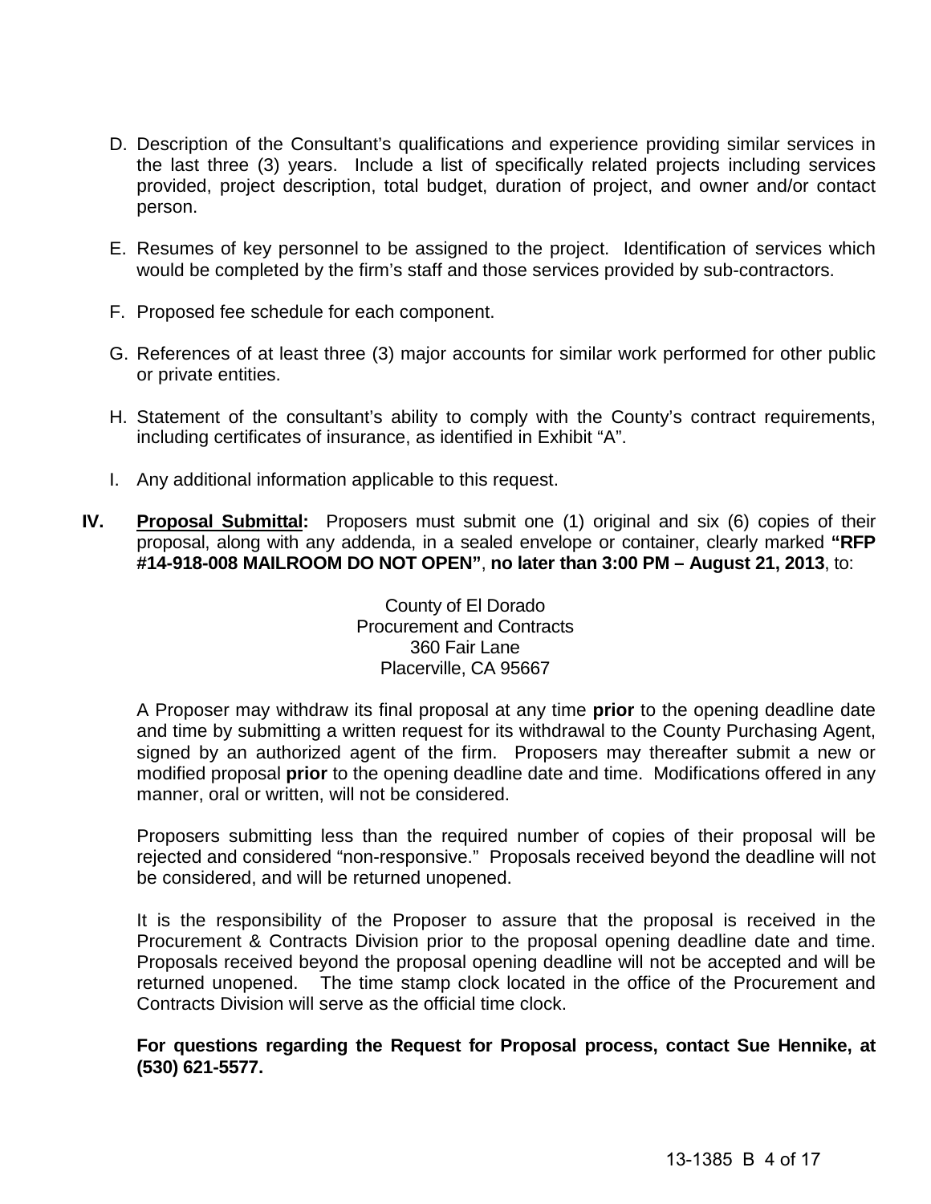D. Description of the Consultant's qualifications and experience providing similar services in the last three (3) years. Include a list of specifically related projects including services provided, project description, total budget, duration of project, and owner and/or contact person.

E. Resumes of key personnel to be assigned to the project. Identification of services which would be completed by the firm's staff and those services provided by sub-contractors.

F. Proposed fee schedule for each component.

G. References of at least three (3) major accounts for similar work performed for other public or private entities.

H. Statement of the consultant's ability to comply with the County's contract requirements, including certificates of insurance, as identified in Exhibit "A".

I. Any additional information applicable to this request.

**IV. <u>Proposal Submittal</u>:** Proposers must submit one (1) original and six (6) copies of their proposal, along with any addenda, in a sealed envelope or container, clearly marked **"RFP #14-918-008 MAILROOM DO NOT OPEN"**, **no later than 3:00 PM – August 21, 2013**, to:

County of El Dorado
Procurement and Contracts
360 Fair Lane
Placerville, CA 95667

A Proposer may withdraw its final proposal at any time **prior** to the opening deadline date and time by submitting a written request for its withdrawal to the County Purchasing Agent, signed by an authorized agent of the firm. Proposers may thereafter submit a new or modified proposal **prior** to the opening deadline date and time. Modifications offered in any manner, oral or written, will not be considered.

Proposers submitting less than the required number of copies of their proposal will be rejected and considered "non-responsive." Proposals received beyond the deadline will not be considered, and will be returned unopened.

It is the responsibility of the Proposer to assure that the proposal is received in the Procurement & Contracts Division prior to the proposal opening deadline date and time. Proposals received beyond the proposal opening deadline will not be accepted and will be returned unopened. The time stamp clock located in the office of the Procurement and Contracts Division will serve as the official time clock.

**For questions regarding the Request for Proposal process, contact Sue Hennike, at (530) 621-5577.**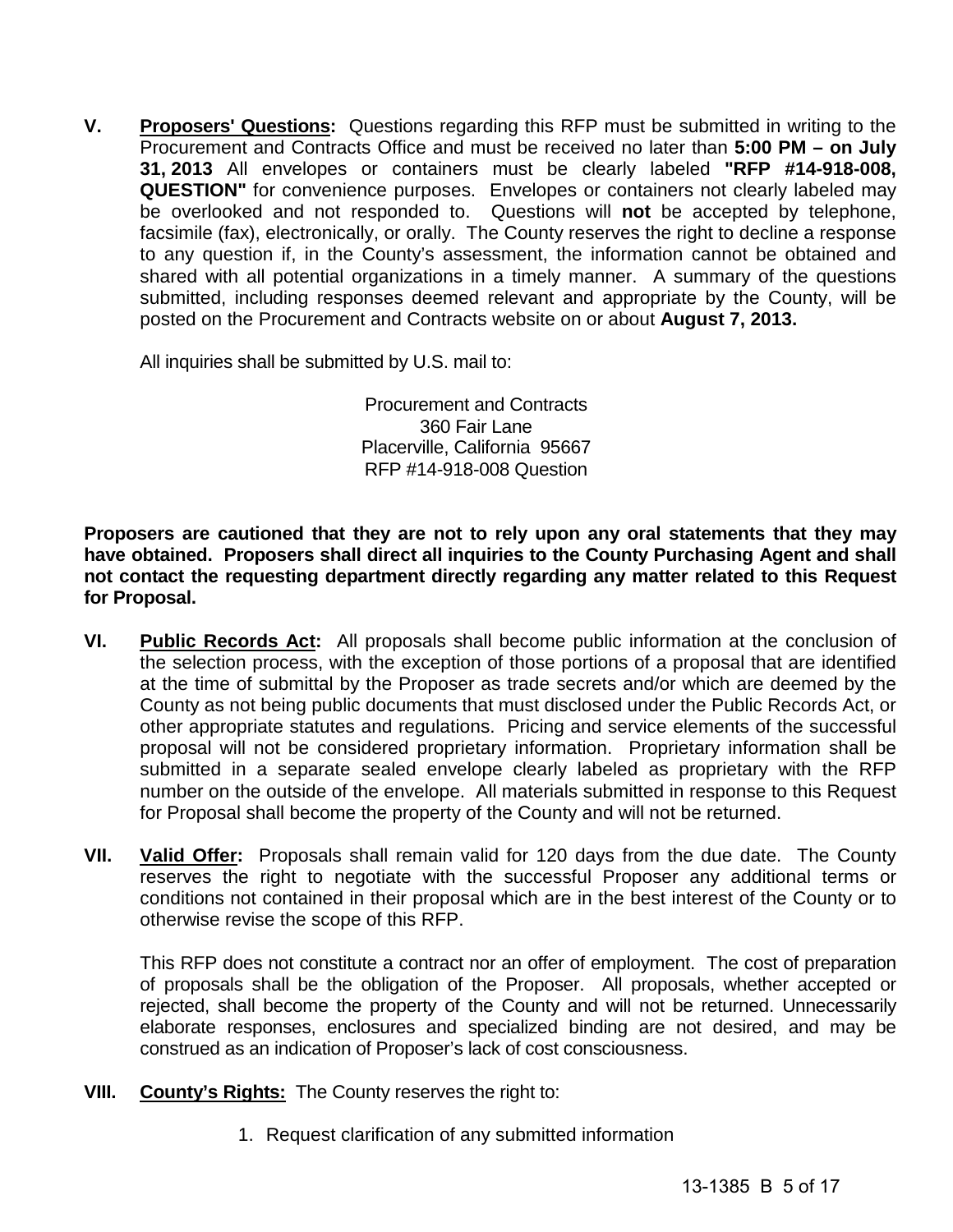**V.** **<u>Proposers' Questions</u>:** Questions regarding this RFP must be submitted in writing to the Procurement and Contracts Office and must be received no later than **5:00 PM – on July 31, 2013** All envelopes or containers must be clearly labeled **"RFP #14-918-008, QUESTION"** for convenience purposes. Envelopes or containers not clearly labeled may be overlooked and not responded to. Questions will **not** be accepted by telephone, facsimile (fax), electronically, or orally. The County reserves the right to decline a response to any question if, in the County's assessment, the information cannot be obtained and shared with all potential organizations in a timely manner. A summary of the questions submitted, including responses deemed relevant and appropriate by the County, will be posted on the Procurement and Contracts website on or about **August 7, 2013.**

All inquiries shall be submitted by U.S. mail to:

Procurement and Contracts
360 Fair Lane
Placerville, California 95667
RFP #14-918-008 Question

**Proposers are cautioned that they are not to rely upon any oral statements that they may have obtained. Proposers shall direct all inquiries to the County Purchasing Agent and shall not contact the requesting department directly regarding any matter related to this Request for Proposal.**

**VI.** **<u>Public Records Act</u>:** All proposals shall become public information at the conclusion of the selection process, with the exception of those portions of a proposal that are identified at the time of submittal by the Proposer as trade secrets and/or which are deemed by the County as not being public documents that must disclosed under the Public Records Act, or other appropriate statutes and regulations. Pricing and service elements of the successful proposal will not be considered proprietary information. Proprietary information shall be submitted in a separate sealed envelope clearly labeled as proprietary with the RFP number on the outside of the envelope. All materials submitted in response to this Request for Proposal shall become the property of the County and will not be returned.

**VII.** **<u>Valid Offer</u>:** Proposals shall remain valid for 120 days from the due date. The County reserves the right to negotiate with the successful Proposer any additional terms or conditions not contained in their proposal which are in the best interest of the County or to otherwise revise the scope of this RFP.

This RFP does not constitute a contract nor an offer of employment. The cost of preparation of proposals shall be the obligation of the Proposer. All proposals, whether accepted or rejected, shall become the property of the County and will not be returned. Unnecessarily elaborate responses, enclosures and specialized binding are not desired, and may be construed as an indication of Proposer's lack of cost consciousness.

**VIII.** **<u>County's Rights:</u>** The County reserves the right to:

1. Request clarification of any submitted information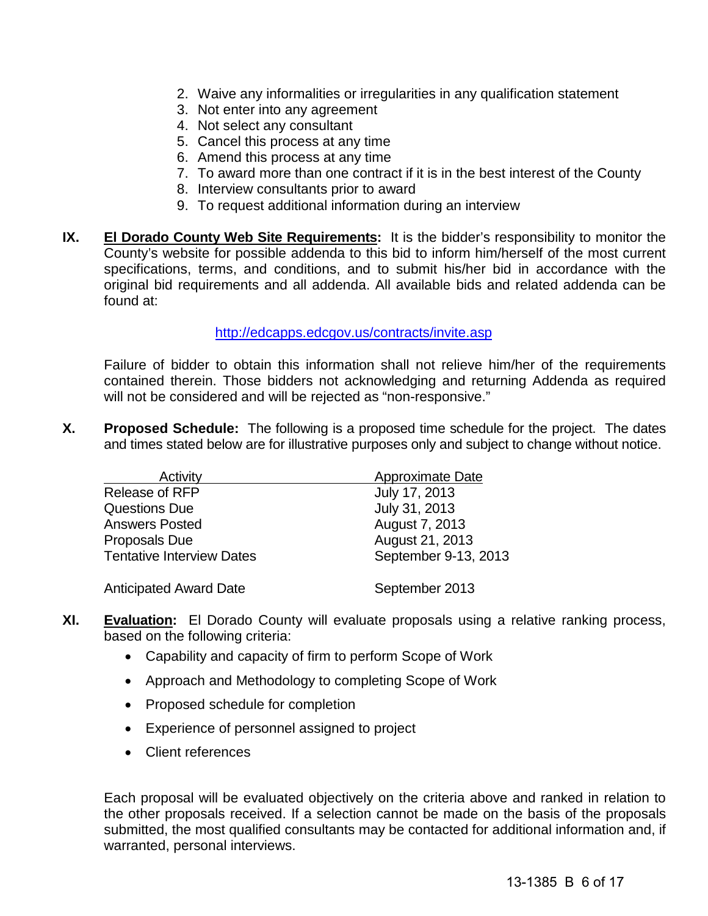2. Waive any informalities or irregularities in any qualification statement
3. Not enter into any agreement
4. Not select any consultant
5. Cancel this process at any time
6. Amend this process at any time
7. To award more than one contract if it is in the best interest of the County
8. Interview consultants prior to award
9. To request additional information during an interview

**IX.** **El Dorado County Web Site Requirements:** It is the bidder's responsibility to monitor the County's website for possible addenda to this bid to inform him/herself of the most current specifications, terms, and conditions, and to submit his/her bid in accordance with the original bid requirements and all addenda. All available bids and related addenda can be found at:

http://edcapps.edcgov.us/contracts/invite.asp

Failure of bidder to obtain this information shall not relieve him/her of the requirements contained therein. Those bidders not acknowledging and returning Addenda as required will not be considered and will be rejected as "non-responsive."

**X.** **Proposed Schedule:** The following is a proposed time schedule for the project. The dates and times stated below are for illustrative purposes only and subject to change without notice.

| Activity | Approximate Date |
|---|---|
| Release of RFP | July 17, 2013 |
| Questions Due | July 31, 2013 |
| Answers Posted | August 7, 2013 |
| Proposals Due | August 21, 2013 |
| Tentative Interview Dates | September 9-13, 2013 |
| Anticipated Award Date | September 2013 |

**XI.** **Evaluation:** El Dorado County will evaluate proposals using a relative ranking process, based on the following criteria:

- Capability and capacity of firm to perform Scope of Work
- Approach and Methodology to completing Scope of Work
- Proposed schedule for completion
- Experience of personnel assigned to project
- Client references

Each proposal will be evaluated objectively on the criteria above and ranked in relation to the other proposals received. If a selection cannot be made on the basis of the proposals submitted, the most qualified consultants may be contacted for additional information and, if warranted, personal interviews.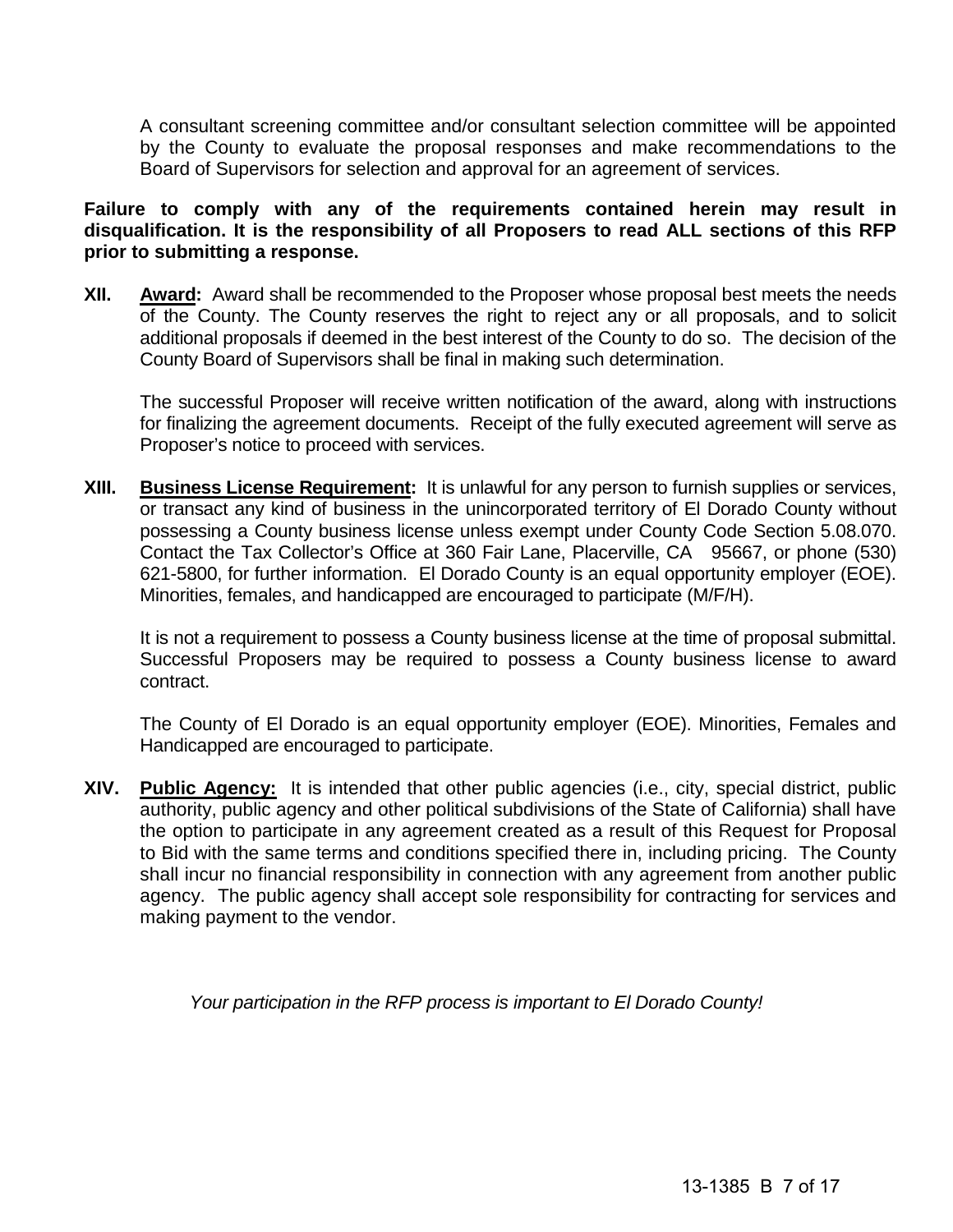A consultant screening committee and/or consultant selection committee will be appointed by the County to evaluate the proposal responses and make recommendations to the Board of Supervisors for selection and approval for an agreement of services.

**Failure to comply with any of the requirements contained herein may result in disqualification. It is the responsibility of all Proposers to read ALL sections of this RFP prior to submitting a response.**

**XII. Award:** Award shall be recommended to the Proposer whose proposal best meets the needs of the County. The County reserves the right to reject any or all proposals, and to solicit additional proposals if deemed in the best interest of the County to do so. The decision of the County Board of Supervisors shall be final in making such determination.

The successful Proposer will receive written notification of the award, along with instructions for finalizing the agreement documents. Receipt of the fully executed agreement will serve as Proposer's notice to proceed with services.

**XIII. Business License Requirement:** It is unlawful for any person to furnish supplies or services, or transact any kind of business in the unincorporated territory of El Dorado County without possessing a County business license unless exempt under County Code Section 5.08.070. Contact the Tax Collector's Office at 360 Fair Lane, Placerville, CA 95667, or phone (530) 621-5800, for further information. El Dorado County is an equal opportunity employer (EOE). Minorities, females, and handicapped are encouraged to participate (M/F/H).

It is not a requirement to possess a County business license at the time of proposal submittal. Successful Proposers may be required to possess a County business license to award contract.

The County of El Dorado is an equal opportunity employer (EOE). Minorities, Females and Handicapped are encouraged to participate.

**XIV. Public Agency:** It is intended that other public agencies (i.e., city, special district, public authority, public agency and other political subdivisions of the State of California) shall have the option to participate in any agreement created as a result of this Request for Proposal to Bid with the same terms and conditions specified there in, including pricing. The County shall incur no financial responsibility in connection with any agreement from another public agency. The public agency shall accept sole responsibility for contracting for services and making payment to the vendor.

*Your participation in the RFP process is important to El Dorado County!*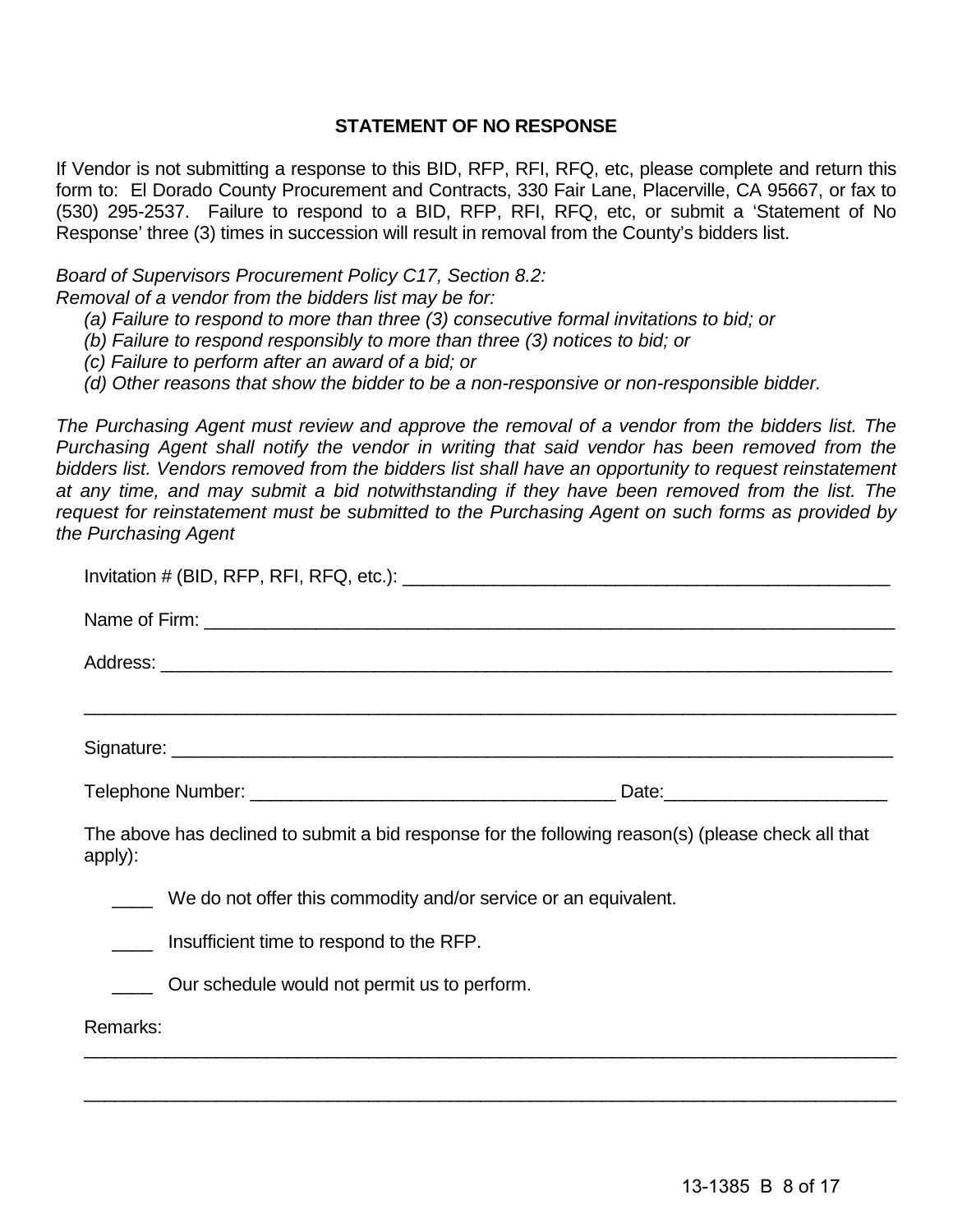## STATEMENT OF NO RESPONSE

If Vendor is not submitting a response to this BID, RFP, RFI, RFQ, etc, please complete and return this form to: El Dorado County Procurement and Contracts, 330 Fair Lane, Placerville, CA 95667, or fax to (530) 295-2537. Failure to respond to a BID, RFP, RFI, RFQ, etc, or submit a 'Statement of No Response' three (3) times in succession will result in removal from the County's bidders list.

*Board of Supervisors Procurement Policy C17, Section 8.2:*
*Removal of a vendor from the bidders list may be for:*

- *(a) Failure to respond to more than three (3) consecutive formal invitations to bid; or*
- *(b) Failure to respond responsibly to more than three (3) notices to bid; or*
- *(c) Failure to perform after an award of a bid; or*
- *(d) Other reasons that show the bidder to be a non-responsive or non-responsible bidder.*

*The Purchasing Agent must review and approve the removal of a vendor from the bidders list. The Purchasing Agent shall notify the vendor in writing that said vendor has been removed from the bidders list. Vendors removed from the bidders list shall have an opportunity to request reinstatement at any time, and may submit a bid notwithstanding if they have been removed from the list. The request for reinstatement must be submitted to the Purchasing Agent on such forms as provided by the Purchasing Agent*

Invitation # (BID, RFP, RFI, RFQ, etc.): ______________________________________________

Name of Firm: ______________________________________________________________

Address: __________________________________________________________________

___________________________________________________________________________

Signature: _________________________________________________________________

Telephone Number: ________________________________ Date:____________________

The above has declined to submit a bid response for the following reason(s) (please check all that apply):

____ We do not offer this commodity and/or service or an equivalent.

____ Insufficient time to respond to the RFP.

____ Our schedule would not permit us to perform.

Remarks:

___________________________________________________________________________

___________________________________________________________________________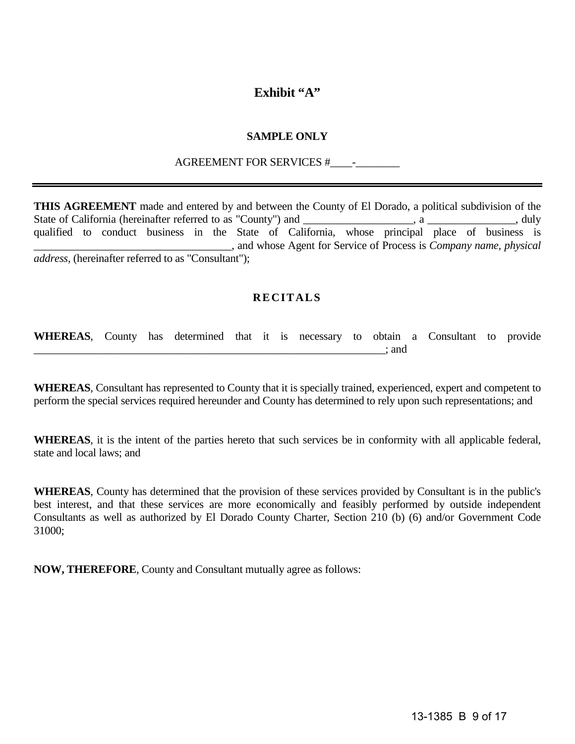# Exhibit "A"

**SAMPLE ONLY**

AGREEMENT FOR SERVICES #____-________

---

**THIS AGREEMENT** made and entered by and between the County of El Dorado, a political subdivision of the State of California (hereinafter referred to as "County") and ____________________, a ________________, duly qualified to conduct business in the State of California, whose principal place of business is ____________________________________, and whose Agent for Service of Process is *Company name, physical address,* (hereinafter referred to as "Consultant");

## RECITALS

**WHEREAS**, County has determined that it is necessary to obtain a Consultant to provide ____________________________________________________________________; and

**WHEREAS**, Consultant has represented to County that it is specially trained, experienced, expert and competent to perform the special services required hereunder and County has determined to rely upon such representations; and

**WHEREAS**, it is the intent of the parties hereto that such services be in conformity with all applicable federal, state and local laws; and

**WHEREAS**, County has determined that the provision of these services provided by Consultant is in the public's best interest, and that these services are more economically and feasibly performed by outside independent Consultants as well as authorized by El Dorado County Charter, Section 210 (b) (6) and/or Government Code 31000;

**NOW, THEREFORE**, County and Consultant mutually agree as follows: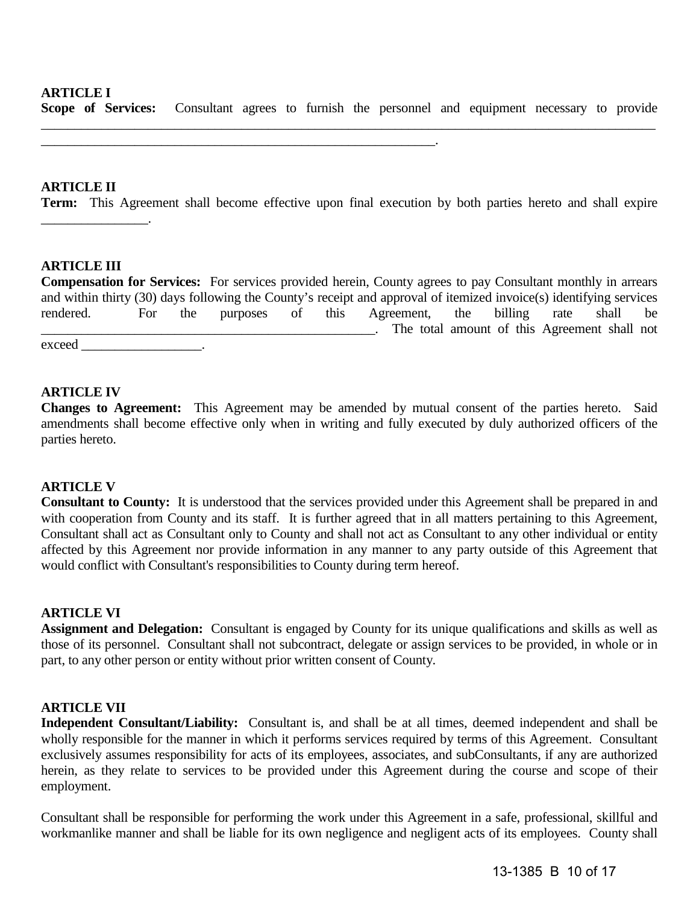**ARTICLE I**
**Scope of Services:** Consultant agrees to furnish the personnel and equipment necessary to provide ______________________________________________________________________________________ ____________________________________________________________.

**ARTICLE II**
**Term:** This Agreement shall become effective upon final execution by both parties hereto and shall expire ________________.

**ARTICLE III**
**Compensation for Services:** For services provided herein, County agrees to pay Consultant monthly in arrears and within thirty (30) days following the County's receipt and approval of itemized invoice(s) identifying services rendered. For the purposes of this Agreement, the billing rate shall be ___________________________________________________. The total amount of this Agreement shall not exceed __________________.

**ARTICLE IV**
**Changes to Agreement:** This Agreement may be amended by mutual consent of the parties hereto. Said amendments shall become effective only when in writing and fully executed by duly authorized officers of the parties hereto.

**ARTICLE V**
**Consultant to County:** It is understood that the services provided under this Agreement shall be prepared in and with cooperation from County and its staff. It is further agreed that in all matters pertaining to this Agreement, Consultant shall act as Consultant only to County and shall not act as Consultant to any other individual or entity affected by this Agreement nor provide information in any manner to any party outside of this Agreement that would conflict with Consultant's responsibilities to County during term hereof.

**ARTICLE VI**
**Assignment and Delegation:** Consultant is engaged by County for its unique qualifications and skills as well as those of its personnel. Consultant shall not subcontract, delegate or assign services to be provided, in whole or in part, to any other person or entity without prior written consent of County.

**ARTICLE VII**
**Independent Consultant/Liability:** Consultant is, and shall be at all times, deemed independent and shall be wholly responsible for the manner in which it performs services required by terms of this Agreement. Consultant exclusively assumes responsibility for acts of its employees, associates, and subConsultants, if any are authorized herein, as they relate to services to be provided under this Agreement during the course and scope of their employment.

Consultant shall be responsible for performing the work under this Agreement in a safe, professional, skillful and workmanlike manner and shall be liable for its own negligence and negligent acts of its employees. County shall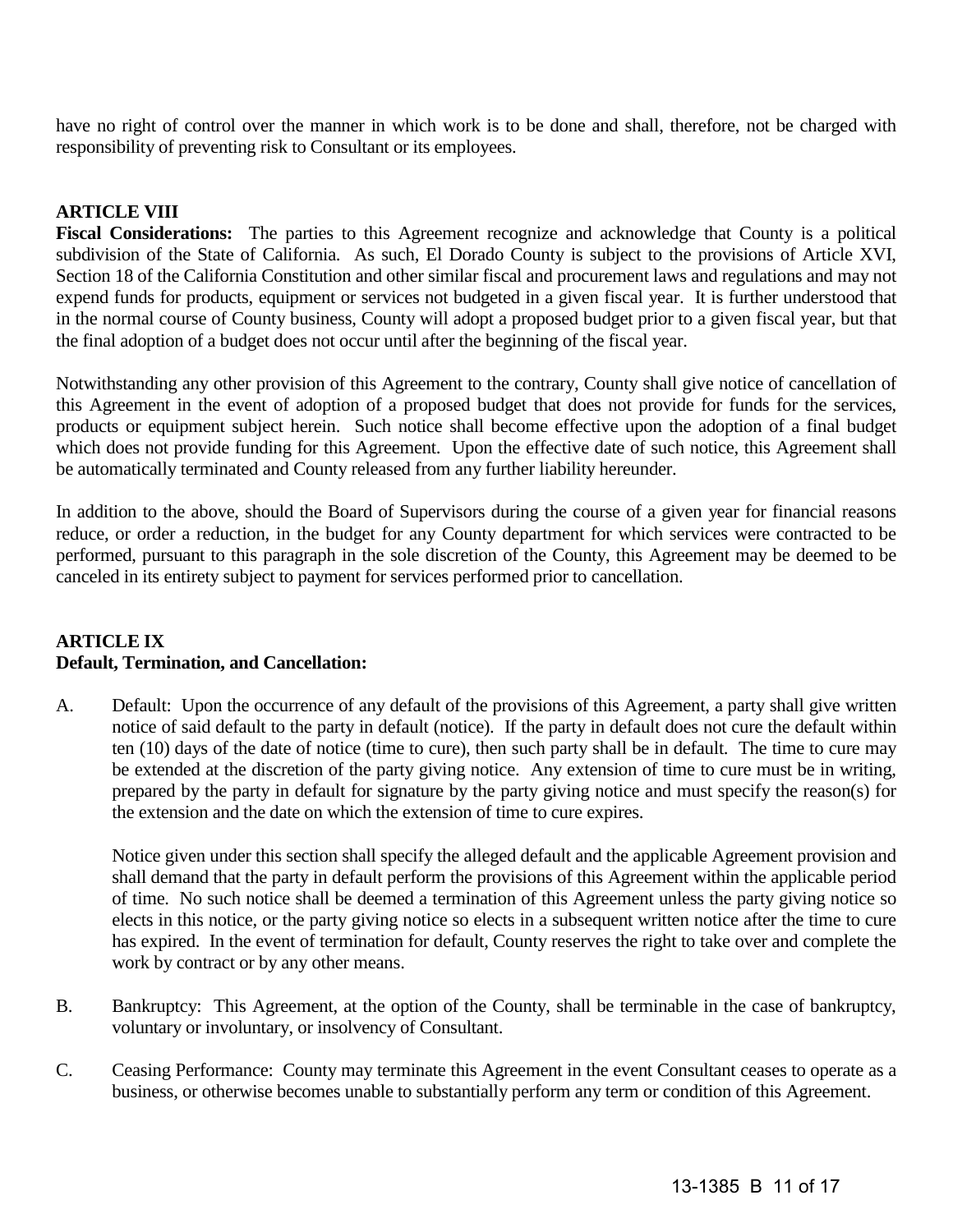have no right of control over the manner in which work is to be done and shall, therefore, not be charged with responsibility of preventing risk to Consultant or its employees.

**ARTICLE VIII**

**Fiscal Considerations:** The parties to this Agreement recognize and acknowledge that County is a political subdivision of the State of California. As such, El Dorado County is subject to the provisions of Article XVI, Section 18 of the California Constitution and other similar fiscal and procurement laws and regulations and may not expend funds for products, equipment or services not budgeted in a given fiscal year. It is further understood that in the normal course of County business, County will adopt a proposed budget prior to a given fiscal year, but that the final adoption of a budget does not occur until after the beginning of the fiscal year.

Notwithstanding any other provision of this Agreement to the contrary, County shall give notice of cancellation of this Agreement in the event of adoption of a proposed budget that does not provide for funds for the services, products or equipment subject herein. Such notice shall become effective upon the adoption of a final budget which does not provide funding for this Agreement. Upon the effective date of such notice, this Agreement shall be automatically terminated and County released from any further liability hereunder.

In addition to the above, should the Board of Supervisors during the course of a given year for financial reasons reduce, or order a reduction, in the budget for any County department for which services were contracted to be performed, pursuant to this paragraph in the sole discretion of the County, this Agreement may be deemed to be canceled in its entirety subject to payment for services performed prior to cancellation.

**ARTICLE IX**

**Default, Termination, and Cancellation:**

A. Default: Upon the occurrence of any default of the provisions of this Agreement, a party shall give written notice of said default to the party in default (notice). If the party in default does not cure the default within ten (10) days of the date of notice (time to cure), then such party shall be in default. The time to cure may be extended at the discretion of the party giving notice. Any extension of time to cure must be in writing, prepared by the party in default for signature by the party giving notice and must specify the reason(s) for the extension and the date on which the extension of time to cure expires.

   Notice given under this section shall specify the alleged default and the applicable Agreement provision and shall demand that the party in default perform the provisions of this Agreement within the applicable period of time. No such notice shall be deemed a termination of this Agreement unless the party giving notice so elects in this notice, or the party giving notice so elects in a subsequent written notice after the time to cure has expired. In the event of termination for default, County reserves the right to take over and complete the work by contract or by any other means.

B. Bankruptcy: This Agreement, at the option of the County, shall be terminable in the case of bankruptcy, voluntary or involuntary, or insolvency of Consultant.

C. Ceasing Performance: County may terminate this Agreement in the event Consultant ceases to operate as a business, or otherwise becomes unable to substantially perform any term or condition of this Agreement.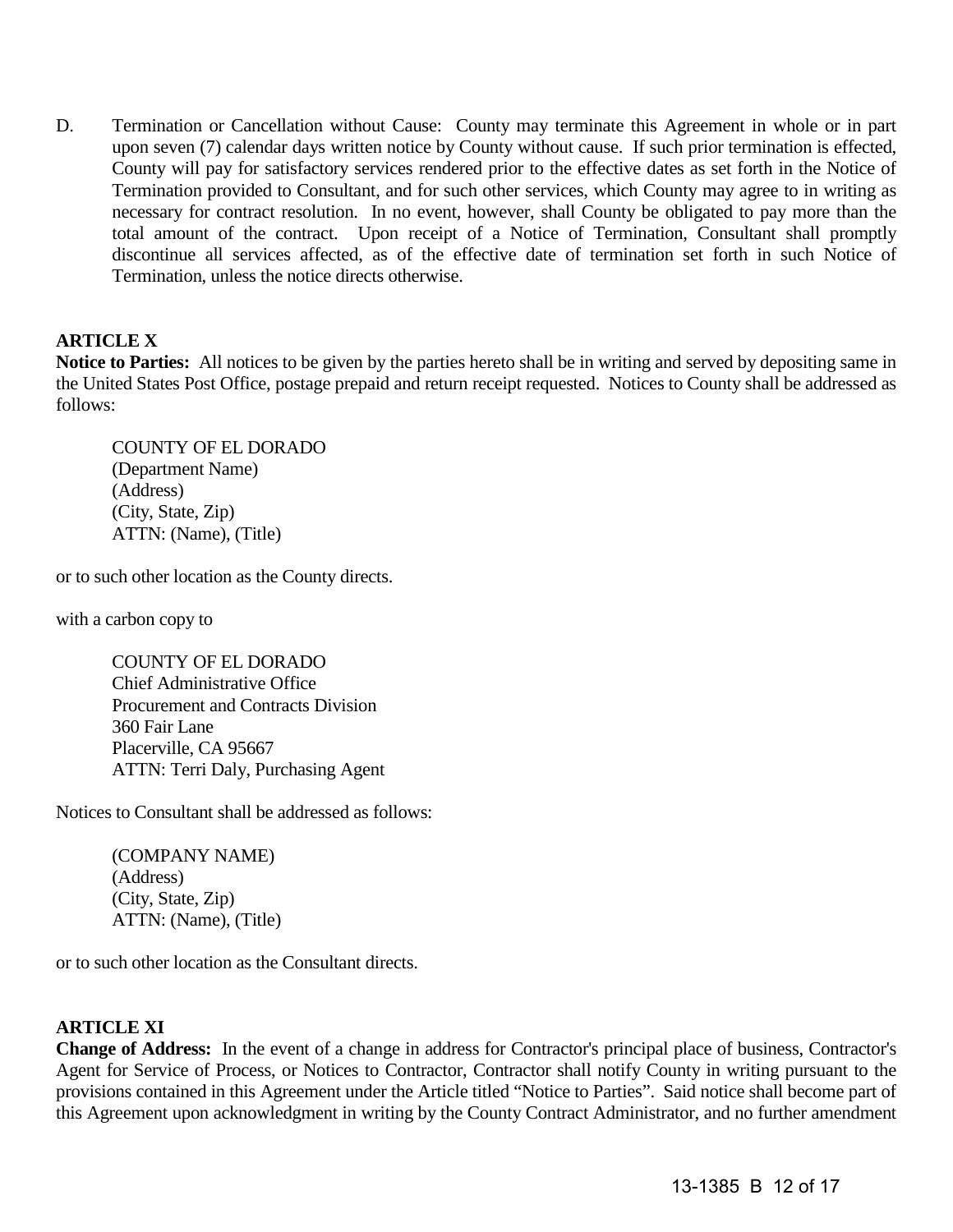D. Termination or Cancellation without Cause: County may terminate this Agreement in whole or in part upon seven (7) calendar days written notice by County without cause. If such prior termination is effected, County will pay for satisfactory services rendered prior to the effective dates as set forth in the Notice of Termination provided to Consultant, and for such other services, which County may agree to in writing as necessary for contract resolution. In no event, however, shall County be obligated to pay more than the total amount of the contract. Upon receipt of a Notice of Termination, Consultant shall promptly discontinue all services affected, as of the effective date of termination set forth in such Notice of Termination, unless the notice directs otherwise.

**ARTICLE X**

**Notice to Parties:** All notices to be given by the parties hereto shall be in writing and served by depositing same in the United States Post Office, postage prepaid and return receipt requested. Notices to County shall be addressed as follows:

COUNTY OF EL DORADO
(Department Name)
(Address)
(City, State, Zip)
ATTN: (Name), (Title)

or to such other location as the County directs.

with a carbon copy to

COUNTY OF EL DORADO
Chief Administrative Office
Procurement and Contracts Division
360 Fair Lane
Placerville, CA 95667
ATTN: Terri Daly, Purchasing Agent

Notices to Consultant shall be addressed as follows:

(COMPANY NAME)
(Address)
(City, State, Zip)
ATTN: (Name), (Title)

or to such other location as the Consultant directs.

**ARTICLE XI**

**Change of Address:** In the event of a change in address for Contractor's principal place of business, Contractor's Agent for Service of Process, or Notices to Contractor, Contractor shall notify County in writing pursuant to the provisions contained in this Agreement under the Article titled "Notice to Parties". Said notice shall become part of this Agreement upon acknowledgment in writing by the County Contract Administrator, and no further amendment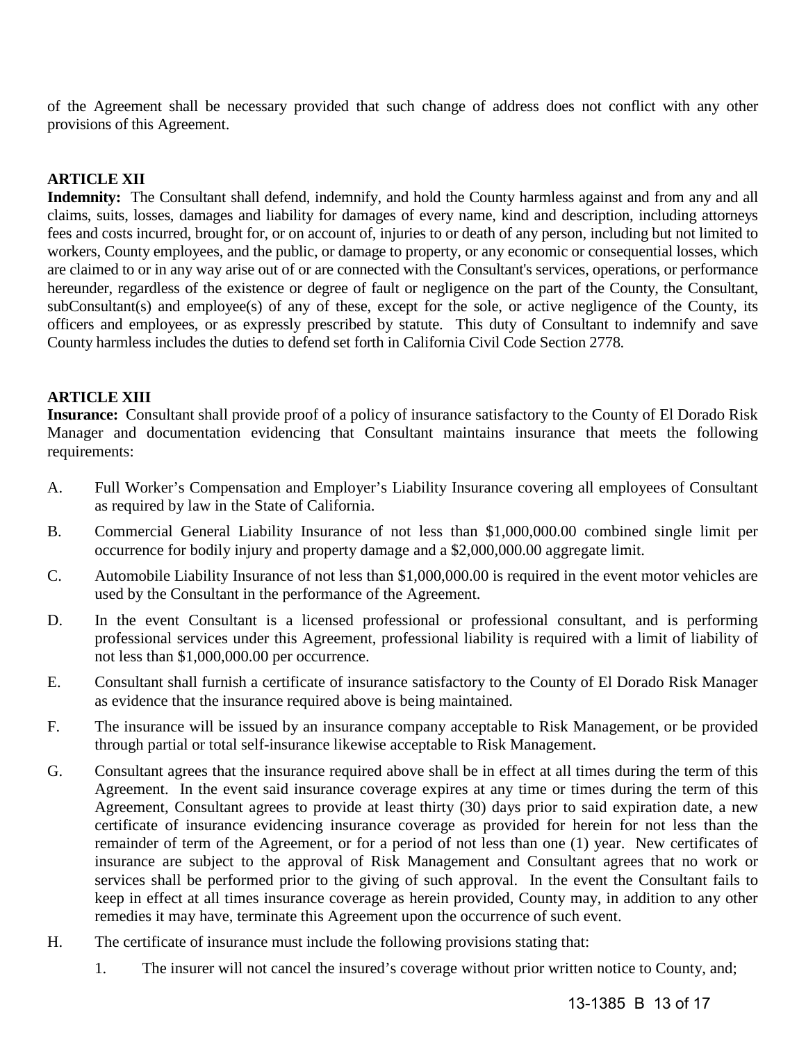of the Agreement shall be necessary provided that such change of address does not conflict with any other provisions of this Agreement.

**ARTICLE XII**

**Indemnity:** The Consultant shall defend, indemnify, and hold the County harmless against and from any and all claims, suits, losses, damages and liability for damages of every name, kind and description, including attorneys fees and costs incurred, brought for, or on account of, injuries to or death of any person, including but not limited to workers, County employees, and the public, or damage to property, or any economic or consequential losses, which are claimed to or in any way arise out of or are connected with the Consultant's services, operations, or performance hereunder, regardless of the existence or degree of fault or negligence on the part of the County, the Consultant, subConsultant(s) and employee(s) of any of these, except for the sole, or active negligence of the County, its officers and employees, or as expressly prescribed by statute. This duty of Consultant to indemnify and save County harmless includes the duties to defend set forth in California Civil Code Section 2778.

**ARTICLE XIII**

**Insurance:** Consultant shall provide proof of a policy of insurance satisfactory to the County of El Dorado Risk Manager and documentation evidencing that Consultant maintains insurance that meets the following requirements:

A. Full Worker's Compensation and Employer's Liability Insurance covering all employees of Consultant as required by law in the State of California.

B. Commercial General Liability Insurance of not less than $1,000,000.00 combined single limit per occurrence for bodily injury and property damage and a $2,000,000.00 aggregate limit.

C. Automobile Liability Insurance of not less than $1,000,000.00 is required in the event motor vehicles are used by the Consultant in the performance of the Agreement.

D. In the event Consultant is a licensed professional or professional consultant, and is performing professional services under this Agreement, professional liability is required with a limit of liability of not less than $1,000,000.00 per occurrence.

E. Consultant shall furnish a certificate of insurance satisfactory to the County of El Dorado Risk Manager as evidence that the insurance required above is being maintained.

F. The insurance will be issued by an insurance company acceptable to Risk Management, or be provided through partial or total self-insurance likewise acceptable to Risk Management.

G. Consultant agrees that the insurance required above shall be in effect at all times during the term of this Agreement. In the event said insurance coverage expires at any time or times during the term of this Agreement, Consultant agrees to provide at least thirty (30) days prior to said expiration date, a new certificate of insurance evidencing insurance coverage as provided for herein for not less than the remainder of term of the Agreement, or for a period of not less than one (1) year. New certificates of insurance are subject to the approval of Risk Management and Consultant agrees that no work or services shall be performed prior to the giving of such approval. In the event the Consultant fails to keep in effect at all times insurance coverage as herein provided, County may, in addition to any other remedies it may have, terminate this Agreement upon the occurrence of such event.

H. The certificate of insurance must include the following provisions stating that:

   1. The insurer will not cancel the insured's coverage without prior written notice to County, and;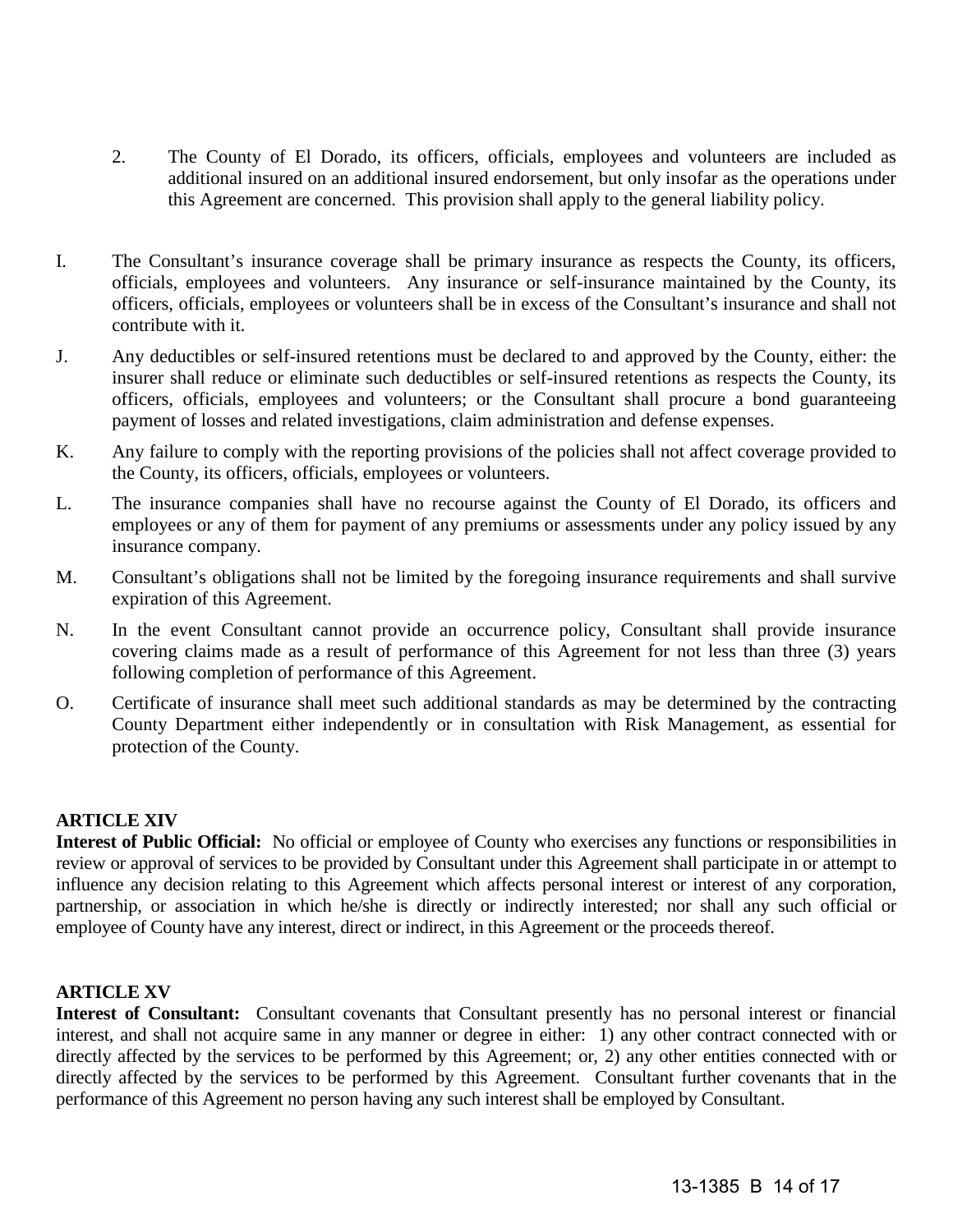2. The County of El Dorado, its officers, officials, employees and volunteers are included as additional insured on an additional insured endorsement, but only insofar as the operations under this Agreement are concerned. This provision shall apply to the general liability policy.

I. The Consultant's insurance coverage shall be primary insurance as respects the County, its officers, officials, employees and volunteers. Any insurance or self-insurance maintained by the County, its officers, officials, employees or volunteers shall be in excess of the Consultant's insurance and shall not contribute with it.

J. Any deductibles or self-insured retentions must be declared to and approved by the County, either: the insurer shall reduce or eliminate such deductibles or self-insured retentions as respects the County, its officers, officials, employees and volunteers; or the Consultant shall procure a bond guaranteeing payment of losses and related investigations, claim administration and defense expenses.

K. Any failure to comply with the reporting provisions of the policies shall not affect coverage provided to the County, its officers, officials, employees or volunteers.

L. The insurance companies shall have no recourse against the County of El Dorado, its officers and employees or any of them for payment of any premiums or assessments under any policy issued by any insurance company.

M. Consultant's obligations shall not be limited by the foregoing insurance requirements and shall survive expiration of this Agreement.

N. In the event Consultant cannot provide an occurrence policy, Consultant shall provide insurance covering claims made as a result of performance of this Agreement for not less than three (3) years following completion of performance of this Agreement.

O. Certificate of insurance shall meet such additional standards as may be determined by the contracting County Department either independently or in consultation with Risk Management, as essential for protection of the County.

**ARTICLE XIV**
**Interest of Public Official:** No official or employee of County who exercises any functions or responsibilities in review or approval of services to be provided by Consultant under this Agreement shall participate in or attempt to influence any decision relating to this Agreement which affects personal interest or interest of any corporation, partnership, or association in which he/she is directly or indirectly interested; nor shall any such official or employee of County have any interest, direct or indirect, in this Agreement or the proceeds thereof.

**ARTICLE XV**
**Interest of Consultant:** Consultant covenants that Consultant presently has no personal interest or financial interest, and shall not acquire same in any manner or degree in either: 1) any other contract connected with or directly affected by the services to be performed by this Agreement; or, 2) any other entities connected with or directly affected by the services to be performed by this Agreement. Consultant further covenants that in the performance of this Agreement no person having any such interest shall be employed by Consultant.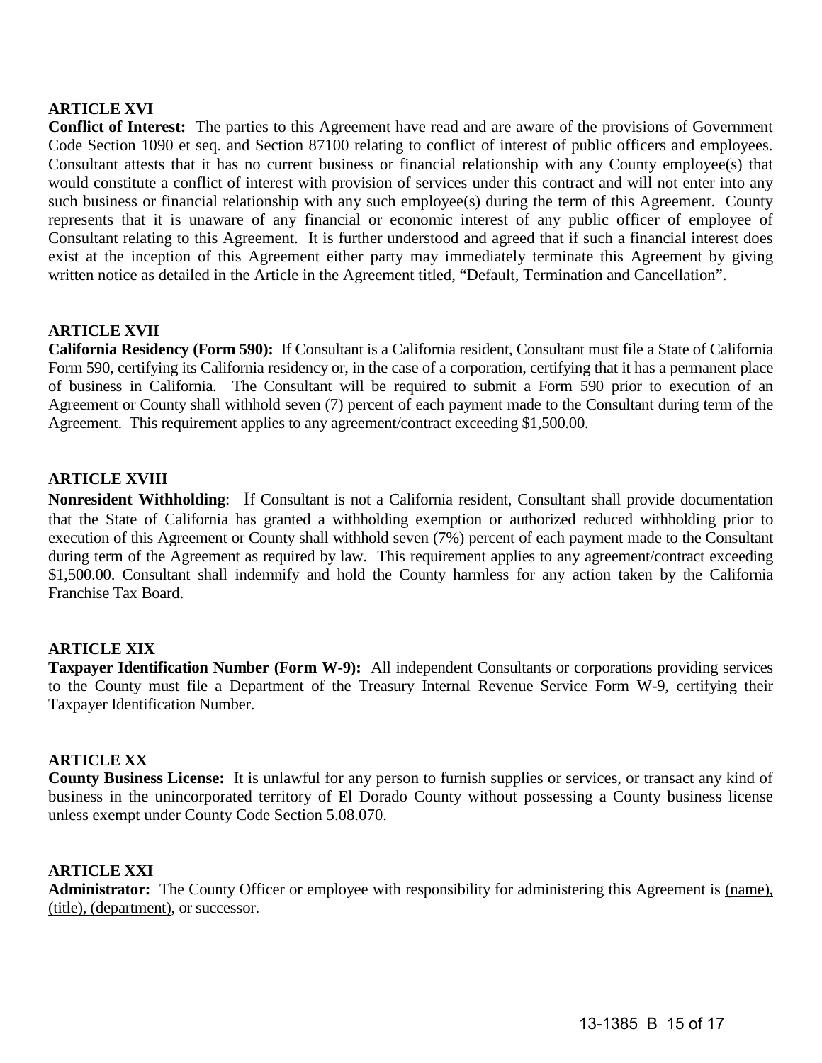**ARTICLE XVI**

**Conflict of Interest:** The parties to this Agreement have read and are aware of the provisions of Government Code Section 1090 et seq. and Section 87100 relating to conflict of interest of public officers and employees. Consultant attests that it has no current business or financial relationship with any County employee(s) that would constitute a conflict of interest with provision of services under this contract and will not enter into any such business or financial relationship with any such employee(s) during the term of this Agreement. County represents that it is unaware of any financial or economic interest of any public officer of employee of Consultant relating to this Agreement. It is further understood and agreed that if such a financial interest does exist at the inception of this Agreement either party may immediately terminate this Agreement by giving written notice as detailed in the Article in the Agreement titled, "Default, Termination and Cancellation".

**ARTICLE XVII**

**California Residency (Form 590):** If Consultant is a California resident, Consultant must file a State of California Form 590, certifying its California residency or, in the case of a corporation, certifying that it has a permanent place of business in California. The Consultant will be required to submit a Form 590 prior to execution of an Agreement <u>or</u> County shall withhold seven (7) percent of each payment made to the Consultant during term of the Agreement. This requirement applies to any agreement/contract exceeding $1,500.00.

**ARTICLE XVIII**

**Nonresident Withholding**: If Consultant is not a California resident, Consultant shall provide documentation that the State of California has granted a withholding exemption or authorized reduced withholding prior to execution of this Agreement or County shall withhold seven (7%) percent of each payment made to the Consultant during term of the Agreement as required by law. This requirement applies to any agreement/contract exceeding $1,500.00. Consultant shall indemnify and hold the County harmless for any action taken by the California Franchise Tax Board.

**ARTICLE XIX**

**Taxpayer Identification Number (Form W-9):** All independent Consultants or corporations providing services to the County must file a Department of the Treasury Internal Revenue Service Form W-9, certifying their Taxpayer Identification Number.

**ARTICLE XX**

**County Business License:** It is unlawful for any person to furnish supplies or services, or transact any kind of business in the unincorporated territory of El Dorado County without possessing a County business license unless exempt under County Code Section 5.08.070.

**ARTICLE XXI**

**Administrator:** The County Officer or employee with responsibility for administering this Agreement is <u>(name), (title), (department)</u>, or successor.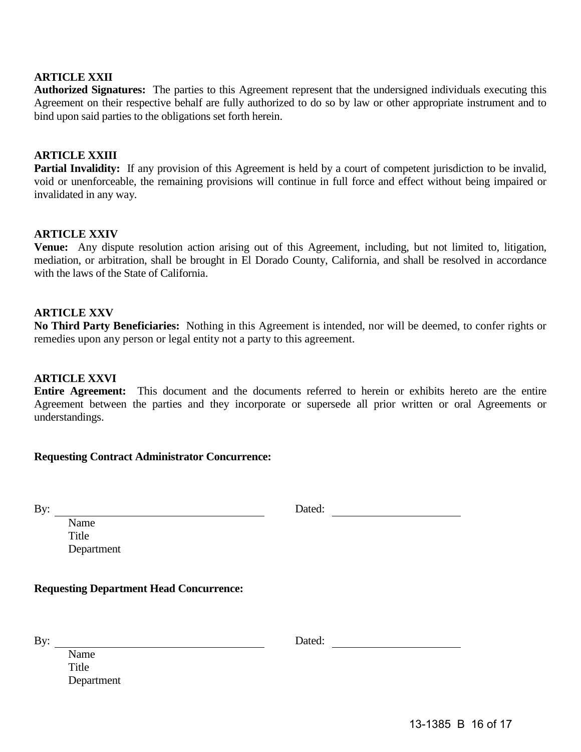**ARTICLE XXII**

**Authorized Signatures:** The parties to this Agreement represent that the undersigned individuals executing this Agreement on their respective behalf are fully authorized to do so by law or other appropriate instrument and to bind upon said parties to the obligations set forth herein.

**ARTICLE XXIII**

**Partial Invalidity:** If any provision of this Agreement is held by a court of competent jurisdiction to be invalid, void or unenforceable, the remaining provisions will continue in full force and effect without being impaired or invalidated in any way.

**ARTICLE XXIV**

**Venue:** Any dispute resolution action arising out of this Agreement, including, but not limited to, litigation, mediation, or arbitration, shall be brought in El Dorado County, California, and shall be resolved in accordance with the laws of the State of California.

**ARTICLE XXV**

**No Third Party Beneficiaries:** Nothing in this Agreement is intended, nor will be deemed, to confer rights or remedies upon any person or legal entity not a party to this agreement.

**ARTICLE XXVI**

**Entire Agreement:** This document and the documents referred to herein or exhibits hereto are the entire Agreement between the parties and they incorporate or supersede all prior written or oral Agreements or understandings.

**Requesting Contract Administrator Concurrence:**

By: ______________________________ Dated: ____________________

Name
Title
Department

**Requesting Department Head Concurrence:**

By: ______________________________ Dated: ____________________

Name
Title
Department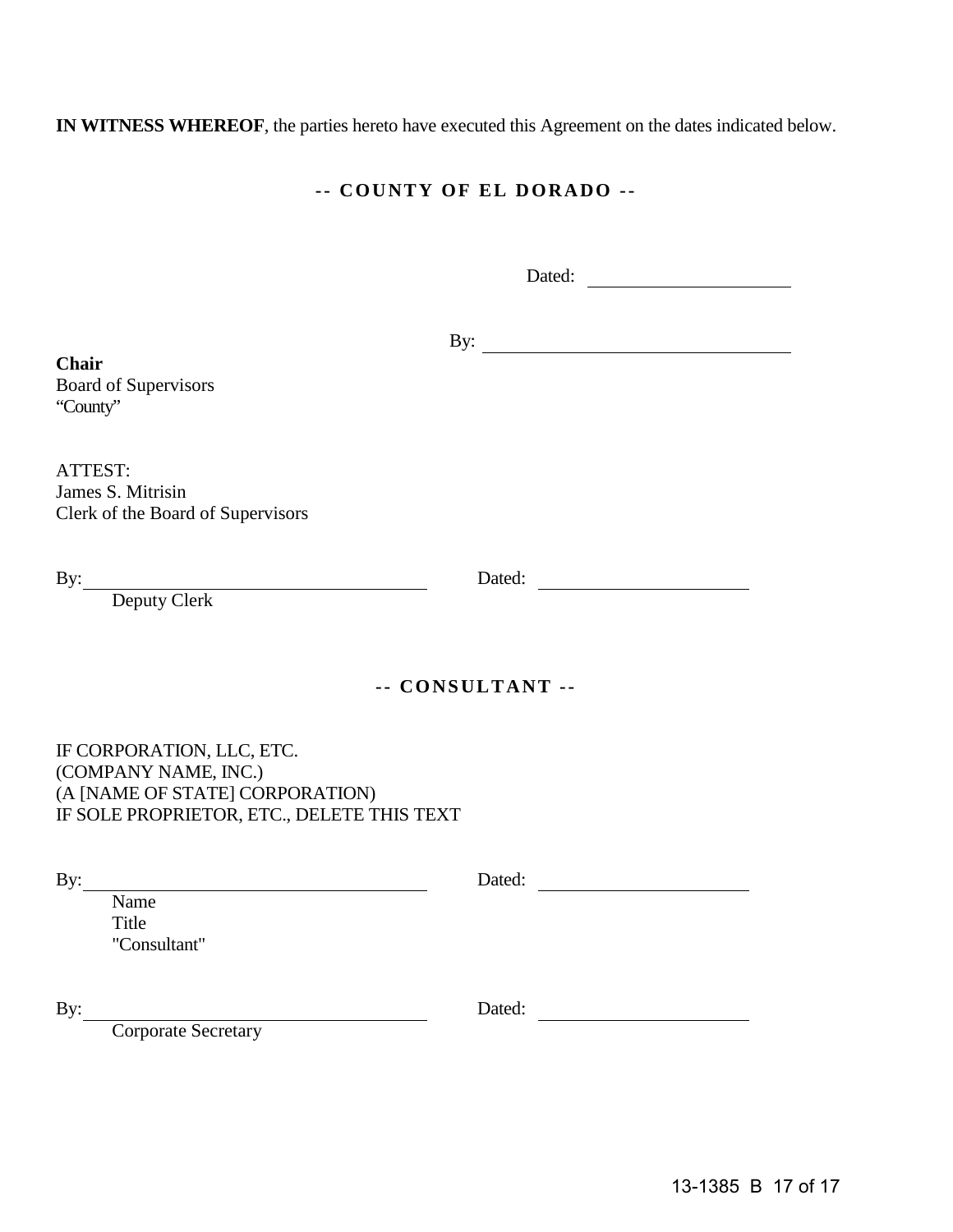**IN WITNESS WHEREOF**, the parties hereto have executed this Agreement on the dates indicated below.

**-- COUNTY OF EL DORADO --**

Dated: \_\_\_\_\_\_\_\_\_\_\_\_\_\_\_\_\_\_\_\_

By: \_\_\_\_\_\_\_\_\_\_\_\_\_\_\_\_\_\_\_\_\_\_\_\_\_\_\_\_\_\_

**Chair**
Board of Supervisors
"County"

ATTEST:
James S. Mitrisin
Clerk of the Board of Supervisors

By: \_\_\_\_\_\_\_\_\_\_\_\_\_\_\_\_\_\_\_\_\_\_\_\_\_\_\_\_\_\_ Dated: \_\_\_\_\_\_\_\_\_\_\_\_\_\_\_\_\_\_\_\_
Deputy Clerk

**-- CONSULTANT --**

IF CORPORATION, LLC, ETC.
(COMPANY NAME, INC.)
(A [NAME OF STATE] CORPORATION)
IF SOLE PROPRIETOR, ETC., DELETE THIS TEXT

By: \_\_\_\_\_\_\_\_\_\_\_\_\_\_\_\_\_\_\_\_\_\_\_\_\_\_\_\_\_\_ Dated: \_\_\_\_\_\_\_\_\_\_\_\_\_\_\_\_\_\_\_\_
Name
Title
"Consultant"

By: \_\_\_\_\_\_\_\_\_\_\_\_\_\_\_\_\_\_\_\_\_\_\_\_\_\_\_\_\_\_ Dated: \_\_\_\_\_\_\_\_\_\_\_\_\_\_\_\_\_\_\_\_
Corporate Secretary